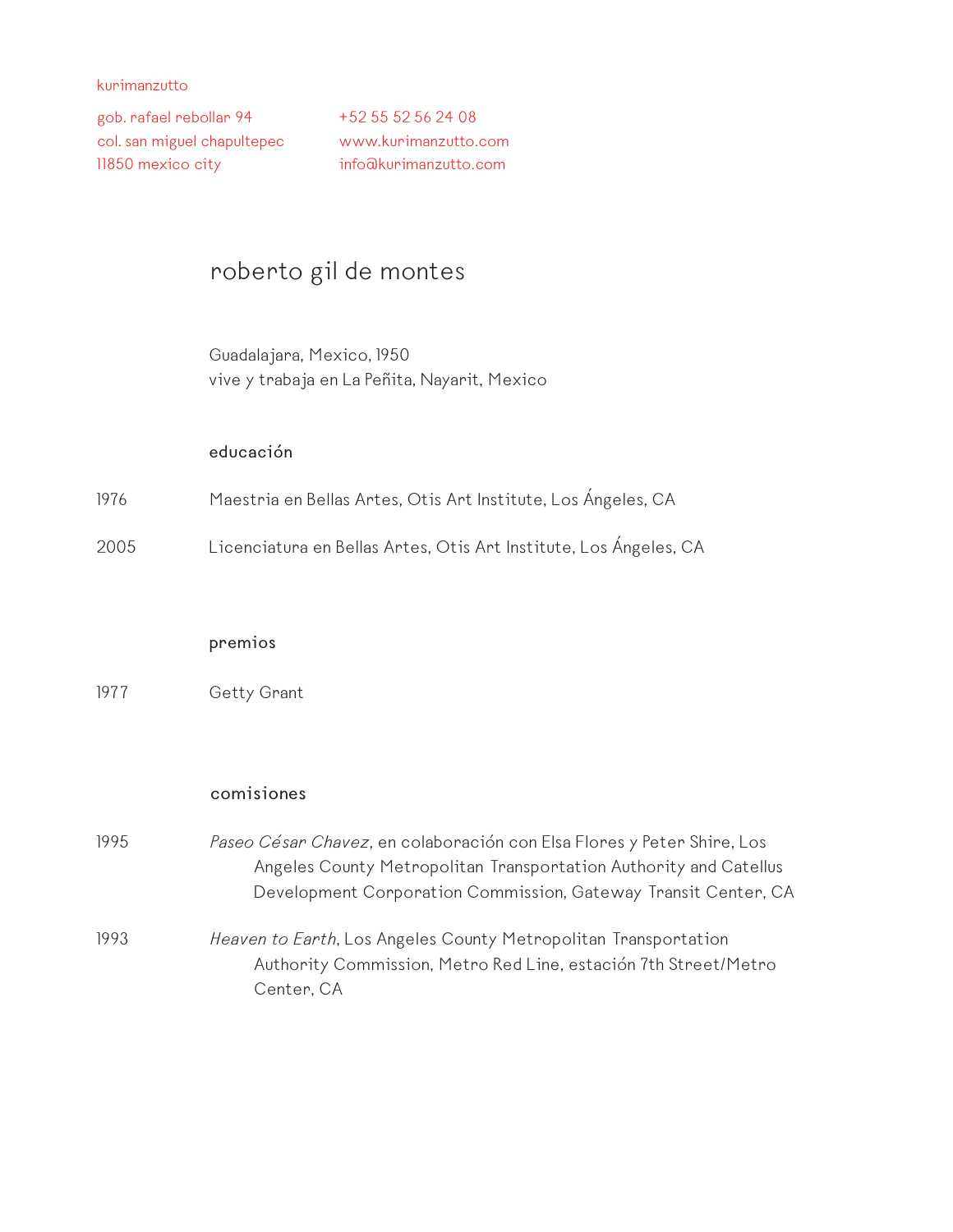kurimanzutto

gob. rafael rebollar 94
col. san miguel chapultepec
11850 mexico city

+52 55 52 56 24 08
www.kurimanzutto.com
info@kurimanzutto.com

# roberto gil de montes

Guadalajara, Mexico, 1950
vive y trabaja en La Peñita, Nayarit, Mexico

## educación

1976 Maestria en Bellas Artes, Otis Art Institute, Los Ángeles, CA

2005 Licenciatura en Bellas Artes, Otis Art Institute, Los Ángeles, CA

## premios

1977 Getty Grant

## comisiones

1995 *Paseo César Chavez*, en colaboración con Elsa Flores y Peter Shire, Los Angeles County Metropolitan Transportation Authority and Catellus Development Corporation Commission, Gateway Transit Center, CA

1993 *Heaven to Earth*, Los Angeles County Metropolitan Transportation Authority Commission, Metro Red Line, estación 7th Street/Metro Center, CA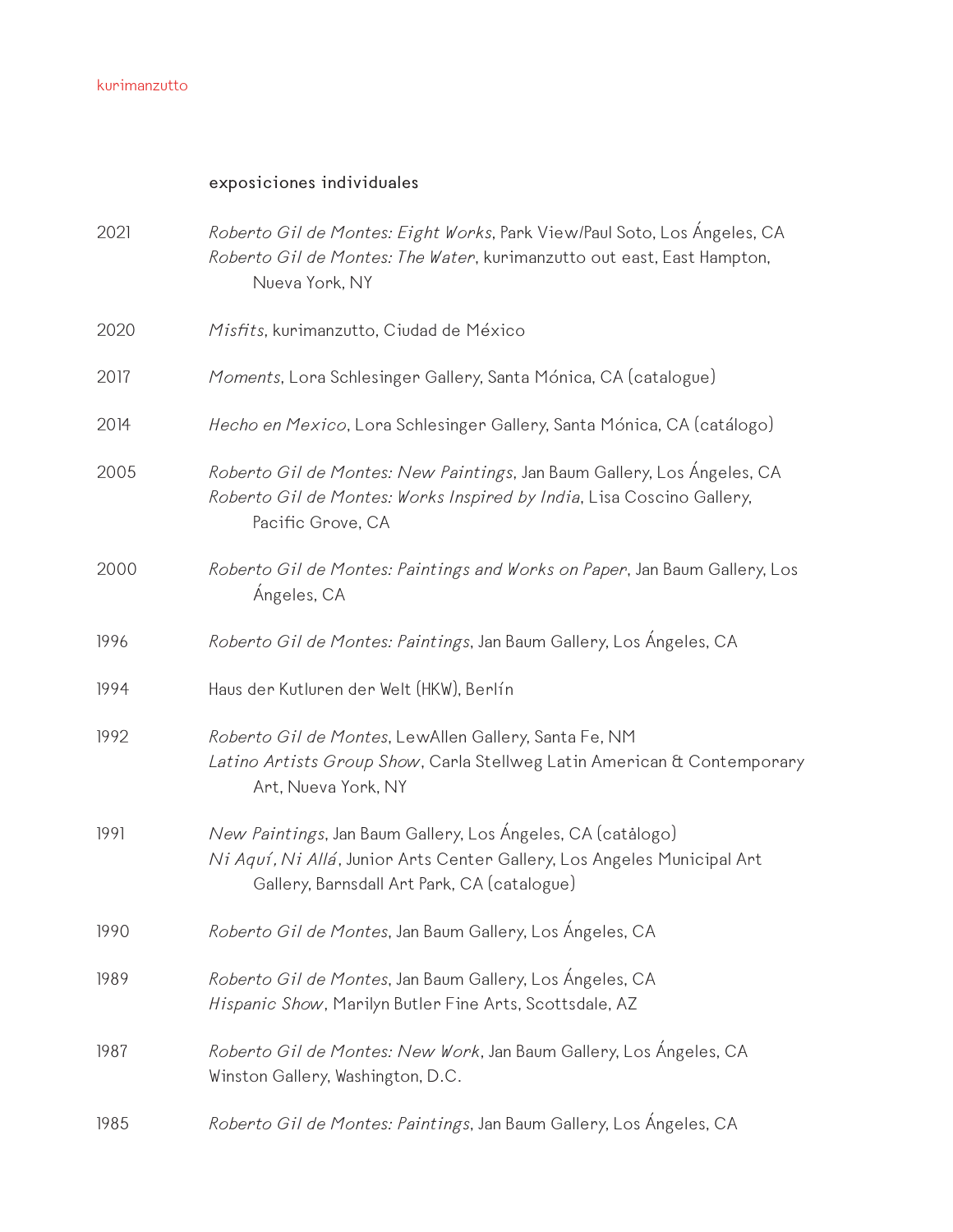## exposiciones individuales

2021
*Roberto Gil de Montes: Eight Works*, Park View/Paul Soto, Los Ángeles, CA
*Roberto Gil de Montes: The Water*, kurimanzutto out east, East Hampton, Nueva York, NY

2020
*Misfits*, kurimanzutto, Ciudad de México

2017
*Moments*, Lora Schlesinger Gallery, Santa Mónica, CA (catalogue)

2014
*Hecho en Mexico*, Lora Schlesinger Gallery, Santa Mónica, CA (catálogo)

2005
*Roberto Gil de Montes: New Paintings*, Jan Baum Gallery, Los Ángeles, CA
*Roberto Gil de Montes: Works Inspired by India*, Lisa Coscino Gallery, Pacific Grove, CA

2000
*Roberto Gil de Montes: Paintings and Works on Paper*, Jan Baum Gallery, Los Ángeles, CA

1996
*Roberto Gil de Montes: Paintings*, Jan Baum Gallery, Los Ángeles, CA

1994
Haus der Kutluren der Welt (HKW), Berlín

1992
*Roberto Gil de Montes*, LewAllen Gallery, Santa Fe, NM
*Latino Artists Group Show*, Carla Stellweg Latin American & Contemporary Art, Nueva York, NY

1991
*New Paintings*, Jan Baum Gallery, Los Ángeles, CA (catálogo)
*Ni Aquí, Ni Allá*, Junior Arts Center Gallery, Los Angeles Municipal Art Gallery, Barnsdall Art Park, CA (catalogue)

1990
*Roberto Gil de Montes*, Jan Baum Gallery, Los Ángeles, CA

1989
*Roberto Gil de Montes*, Jan Baum Gallery, Los Ángeles, CA
*Hispanic Show*, Marilyn Butler Fine Arts, Scottsdale, AZ

1987
*Roberto Gil de Montes: New Work*, Jan Baum Gallery, Los Ángeles, CA
Winston Gallery, Washington, D.C.

1985
*Roberto Gil de Montes: Paintings*, Jan Baum Gallery, Los Ángeles, CA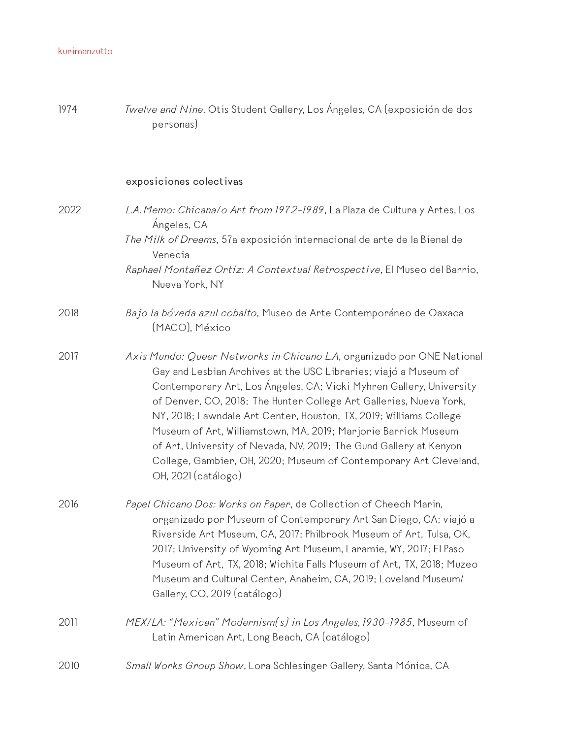1974 *Twelve and Nine*, Otis Student Gallery, Los Ángeles, CA (exposición de dos personas)

## exposiciones colectivas

2022 *L.A. Memo: Chicana/o Art from 1972-1989*, La Plaza de Cultura y Artes, Los Ángeles, CA

*The Milk of Dreams*, 57a exposición internacional de arte de la Bienal de Venecia

*Raphael Montañez Ortiz: A Contextual Retrospective*, El Museo del Barrio, Nueva York, NY

2018 *Bajo la bóveda azul cobalto*, Museo de Arte Contemporáneo de Oaxaca (MACO), México

2017 *Axis Mundo: Queer Networks in Chicano L.A*, organizado por ONE National Gay and Lesbian Archives at the USC Libraries; viajó a Museum of Contemporary Art, Los Ángeles, CA; Vicki Myhren Gallery, University of Denver, CO, 2018; The Hunter College Art Galleries, Nueva York, NY, 2018; Lawndale Art Center, Houston, TX, 2019; Williams College Museum of Art, Williamstown, MA, 2019; Marjorie Barrick Museum of Art, University of Nevada, NV, 2019; The Gund Gallery at Kenyon College, Gambier, OH, 2020; Museum of Contemporary Art Cleveland, OH, 2021 (catálogo)

2016 *Papel Chicano Dos: Works on Paper*, de Collection of Cheech Marin, organizado por Museum of Contemporary Art San Diego, CA; viajó a Riverside Art Museum, CA, 2017; Philbrook Museum of Art, Tulsa, OK, 2017; University of Wyoming Art Museum, Laramie, WY, 2017; El Paso Museum of Art, TX, 2018; Wichita Falls Museum of Art, TX, 2018; Muzeo Museum and Cultural Center, Anaheim, CA, 2019; Loveland Museum/Gallery, CO, 2019 (catálogo)

2011 *MEX/LA: "Mexican" Modernism(s) in Los Angeles, 1930-1985*, Museum of Latin American Art, Long Beach, CA (catálogo)

2010 *Small Works Group Show*, Lora Schlesinger Gallery, Santa Mónica, CA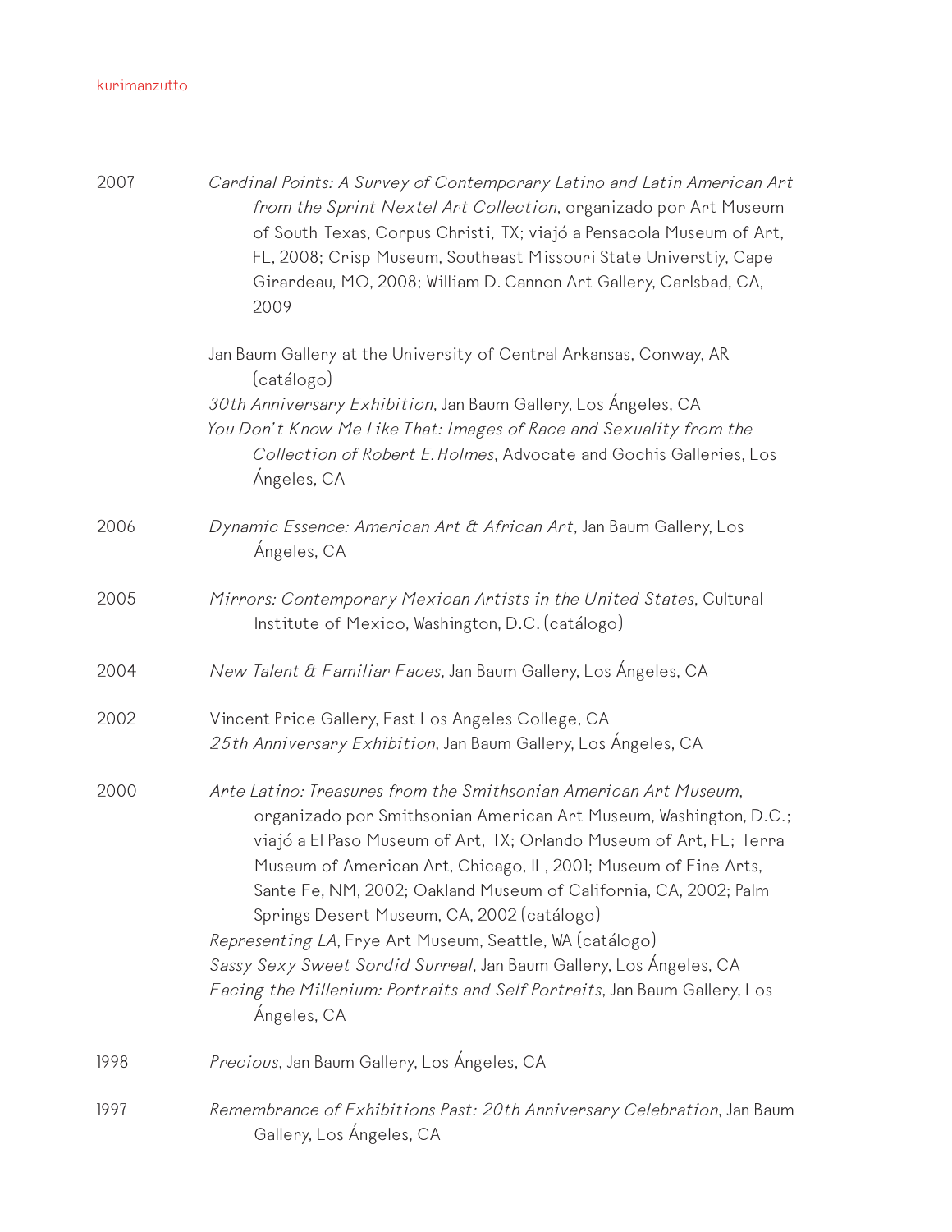2007

*Cardinal Points: A Survey of Contemporary Latino and Latin American Art from the Sprint Nextel Art Collection*, organizado por Art Museum of South Texas, Corpus Christi, TX; viajó a Pensacola Museum of Art, FL, 2008; Crisp Museum, Southeast Missouri State Universtiy, Cape Girardeau, MO, 2008; William D. Cannon Art Gallery, Carlsbad, CA, 2009

Jan Baum Gallery at the University of Central Arkansas, Conway, AR (catálogo)

*30th Anniversary Exhibition*, Jan Baum Gallery, Los Ángeles, CA

*You Don't Know Me Like That: Images of Race and Sexuality from the Collection of Robert E. Holmes*, Advocate and Gochis Galleries, Los Ángeles, CA

2006

*Dynamic Essence: American Art & African Art*, Jan Baum Gallery, Los Ángeles, CA

2005

*Mirrors: Contemporary Mexican Artists in the United States*, Cultural Institute of Mexico, Washington, D.C. (catálogo)

2004

*New Talent & Familiar Faces*, Jan Baum Gallery, Los Ángeles, CA

2002

Vincent Price Gallery, East Los Angeles College, CA

*25th Anniversary Exhibition*, Jan Baum Gallery, Los Ángeles, CA

2000

*Arte Latino: Treasures from the Smithsonian American Art Museum*, organizado por Smithsonian American Art Museum, Washington, D.C.; viajó a El Paso Museum of Art, TX; Orlando Museum of Art, FL; Terra Museum of American Art, Chicago, IL, 2001; Museum of Fine Arts, Sante Fe, NM, 2002; Oakland Museum of California, CA, 2002; Palm Springs Desert Museum, CA, 2002 (catálogo)

*Representing LA*, Frye Art Museum, Seattle, WA (catálogo)

*Sassy Sexy Sweet Sordid Surreal*, Jan Baum Gallery, Los Ángeles, CA

*Facing the Millenium: Portraits and Self Portraits*, Jan Baum Gallery, Los Ángeles, CA

1998

*Precious*, Jan Baum Gallery, Los Ángeles, CA

1997

*Remembrance of Exhibitions Past: 20th Anniversary Celebration*, Jan Baum Gallery, Los Ángeles, CA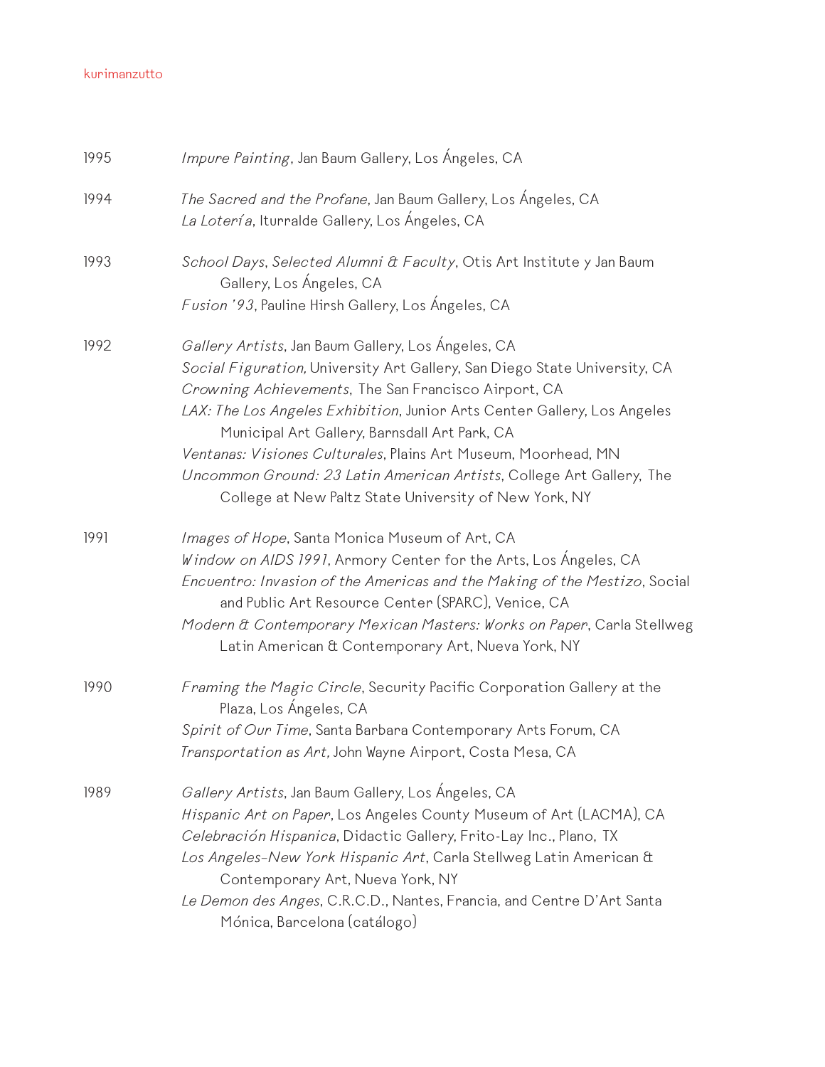1995 *Impure Painting*, Jan Baum Gallery, Los Ángeles, CA

1994 *The Sacred and the Profane*, Jan Baum Gallery, Los Ángeles, CA
*La Lotería*, Iturralde Gallery, Los Ángeles, CA

1993 *School Days, Selected Alumni & Faculty*, Otis Art Institute y Jan Baum Gallery, Los Ángeles, CA
*Fusion '93*, Pauline Hirsh Gallery, Los Ángeles, CA

1992 *Gallery Artists*, Jan Baum Gallery, Los Ángeles, CA
*Social Figuration,* University Art Gallery, San Diego State University, CA
*Crowning Achievements*, The San Francisco Airport, CA
*LAX: The Los Angeles Exhibition*, Junior Arts Center Gallery, Los Angeles Municipal Art Gallery, Barnsdall Art Park, CA
*Ventanas: Visiones Culturales*, Plains Art Museum, Moorhead, MN
*Uncommon Ground: 23 Latin American Artists*, College Art Gallery, The College at New Paltz State University of New York, NY

1991 *Images of Hope*, Santa Monica Museum of Art, CA
*Window on AIDS 1991*, Armory Center for the Arts, Los Ángeles, CA
*Encuentro: Invasion of the Americas and the Making of the Mestizo*, Social and Public Art Resource Center (SPARC), Venice, CA
*Modern & Contemporary Mexican Masters: Works on Paper*, Carla Stellweg Latin American & Contemporary Art, Nueva York, NY

1990 *Framing the Magic Circle*, Security Pacific Corporation Gallery at the Plaza, Los Ángeles, CA
*Spirit of Our Time*, Santa Barbara Contemporary Arts Forum, CA
*Transportation as Art,* John Wayne Airport, Costa Mesa, CA

1989 *Gallery Artists*, Jan Baum Gallery, Los Ángeles, CA
*Hispanic Art on Paper*, Los Angeles County Museum of Art (LACMA), CA
*Celebración Hispanica*, Didactic Gallery, Frito-Lay Inc., Plano, TX
*Los Angeles-New York Hispanic Art*, Carla Stellweg Latin American & Contemporary Art, Nueva York, NY
*Le Demon des Anges*, C.R.C.D., Nantes, Francia, and Centre D'Art Santa Mónica, Barcelona (catálogo)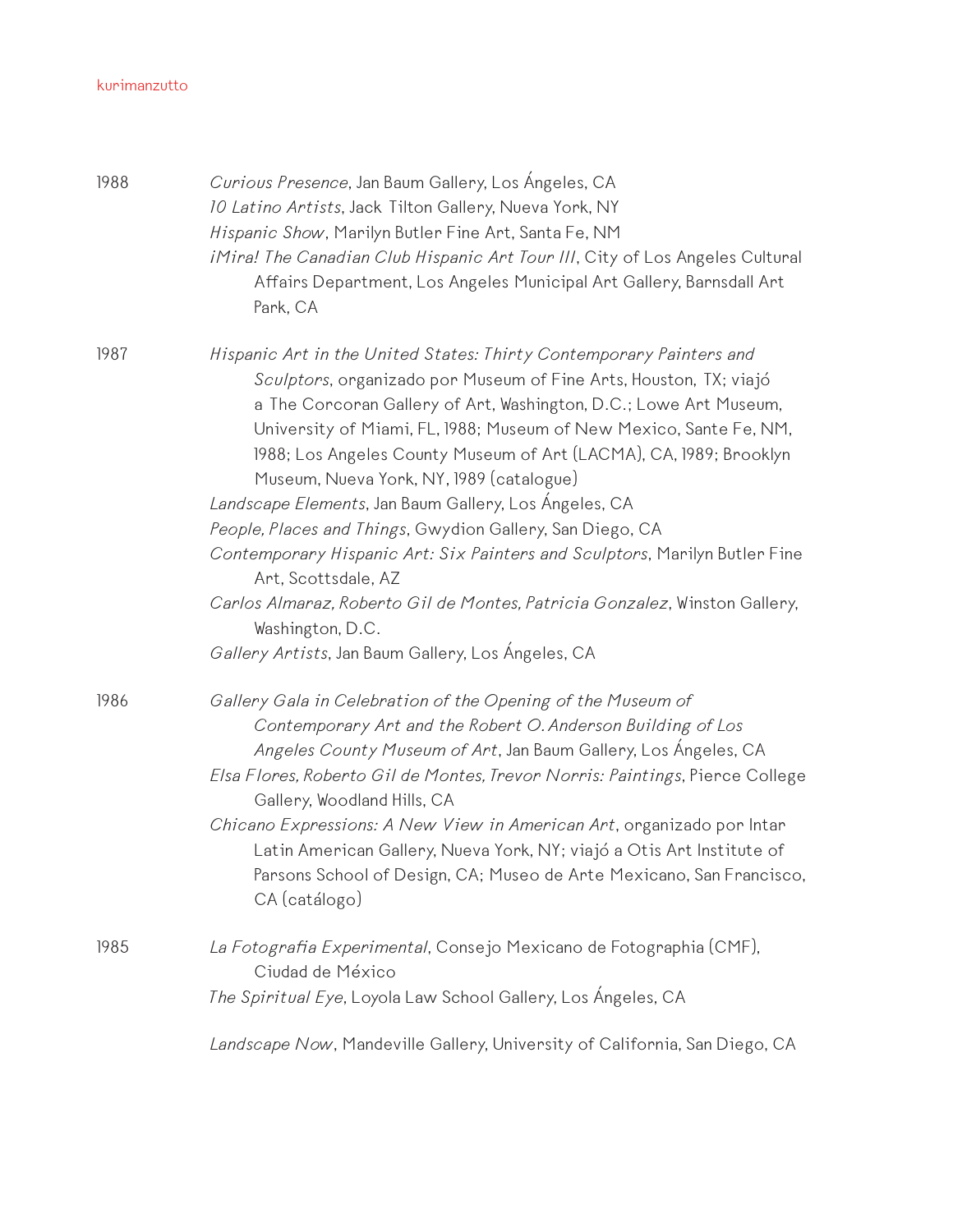1988

*Curious Presence*, Jan Baum Gallery, Los Ángeles, CA

*10 Latino Artists*, Jack Tilton Gallery, Nueva York, NY

*Hispanic Show*, Marilyn Butler Fine Art, Santa Fe, NM

*¡Mira! The Canadian Club Hispanic Art Tour III*, City of Los Angeles Cultural Affairs Department, Los Angeles Municipal Art Gallery, Barnsdall Art Park, CA

1987

*Hispanic Art in the United States: Thirty Contemporary Painters and Sculptors*, organizado por Museum of Fine Arts, Houston, TX; viajó a The Corcoran Gallery of Art, Washington, D.C.; Lowe Art Museum, University of Miami, FL, 1988; Museum of New Mexico, Sante Fe, NM, 1988; Los Angeles County Museum of Art (LACMA), CA, 1989; Brooklyn Museum, Nueva York, NY, 1989 (catalogue)

*Landscape Elements*, Jan Baum Gallery, Los Ángeles, CA

*People, Places and Things*, Gwydion Gallery, San Diego, CA

*Contemporary Hispanic Art: Six Painters and Sculptors*, Marilyn Butler Fine Art, Scottsdale, AZ

*Carlos Almaraz, Roberto Gil de Montes, Patricia Gonzalez*, Winston Gallery, Washington, D.C.

*Gallery Artists*, Jan Baum Gallery, Los Ángeles, CA

1986

*Gallery Gala in Celebration of the Opening of the Museum of Contemporary Art and the Robert O. Anderson Building of Los Angeles County Museum of Art*, Jan Baum Gallery, Los Ángeles, CA

*Elsa Flores, Roberto Gil de Montes, Trevor Norris: Paintings*, Pierce College Gallery, Woodland Hills, CA

*Chicano Expressions: A New View in American Art*, organizado por Intar Latin American Gallery, Nueva York, NY; viajó a Otis Art Institute of Parsons School of Design, CA; Museo de Arte Mexicano, San Francisco, CA (catálogo)

1985

*La Fotografia Experimental*, Consejo Mexicano de Fotographia (CMF), Ciudad de México

*The Spiritual Eye*, Loyola Law School Gallery, Los Ángeles, CA

*Landscape Now*, Mandeville Gallery, University of California, San Diego, CA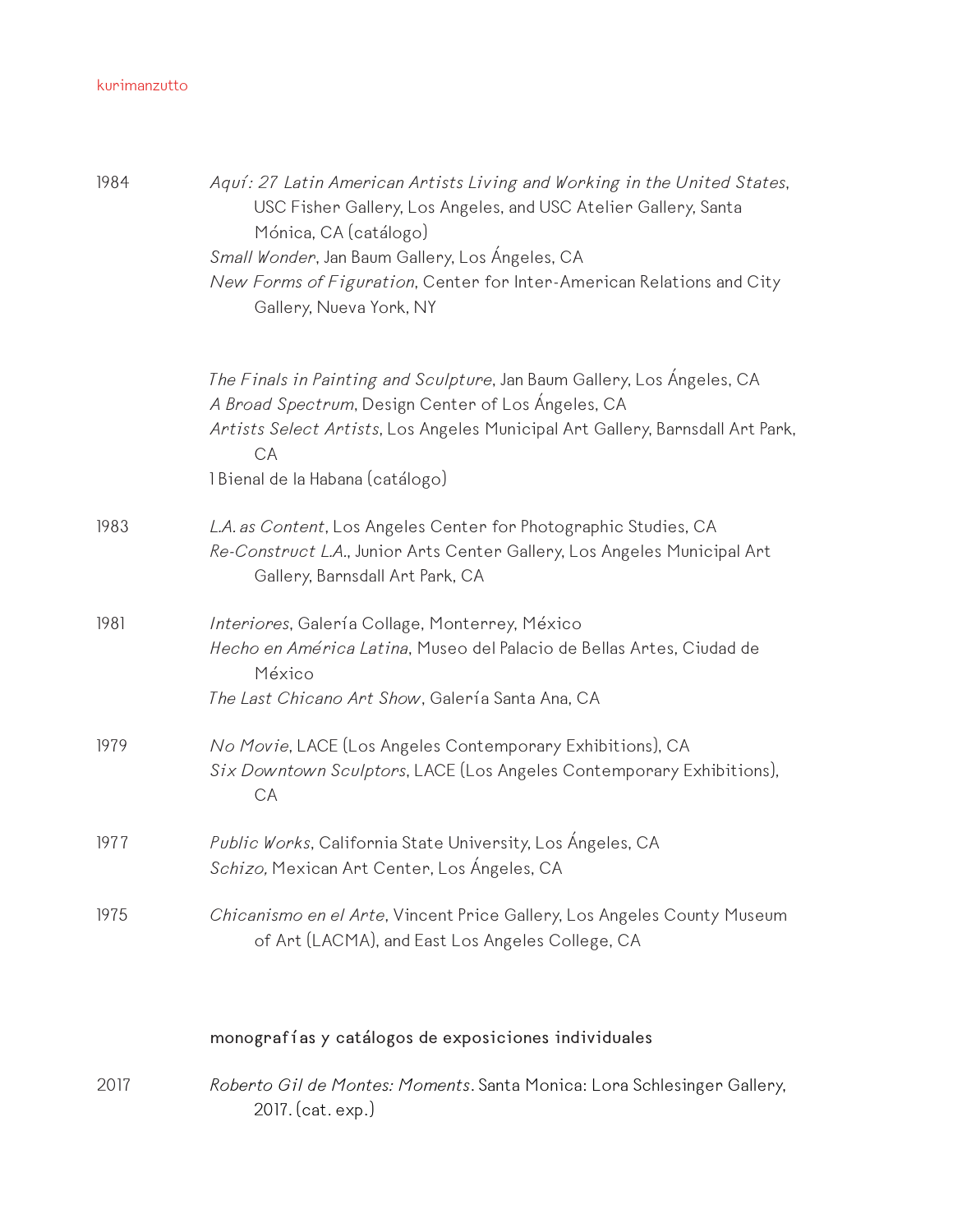1984

*Aquí: 27 Latin American Artists Living and Working in the United States*, USC Fisher Gallery, Los Angeles, and USC Atelier Gallery, Santa Mónica, CA (catálogo)
*Small Wonder*, Jan Baum Gallery, Los Ángeles, CA
*New Forms of Figuration*, Center for Inter-American Relations and City Gallery, Nueva York, NY

*The Finals in Painting and Sculpture*, Jan Baum Gallery, Los Ángeles, CA
*A Broad Spectrum*, Design Center of Los Ángeles, CA
*Artists Select Artists*, Los Angeles Municipal Art Gallery, Barnsdall Art Park, CA
I Bienal de la Habana (catálogo)

1983

*L.A. as Content*, Los Angeles Center for Photographic Studies, CA
*Re-Construct L.A.*, Junior Arts Center Gallery, Los Angeles Municipal Art Gallery, Barnsdall Art Park, CA

1981

*Interiores*, Galería Collage, Monterrey, México
*Hecho en América Latina*, Museo del Palacio de Bellas Artes, Ciudad de México
*The Last Chicano Art Show*, Galería Santa Ana, CA

1979

*No Movie*, LACE (Los Angeles Contemporary Exhibitions), CA
*Six Downtown Sculptors*, LACE (Los Angeles Contemporary Exhibitions), CA

1977

*Public Works*, California State University, Los Ángeles, CA
*Schizo,* Mexican Art Center, Los Ángeles, CA

1975

*Chicanismo en el Arte*, Vincent Price Gallery, Los Angeles County Museum of Art (LACMA), and East Los Angeles College, CA

## monografías y catálogos de exposiciones individuales

2017

*Roberto Gil de Montes: Moments*. Santa Monica: Lora Schlesinger Gallery, 2017. (cat. exp.)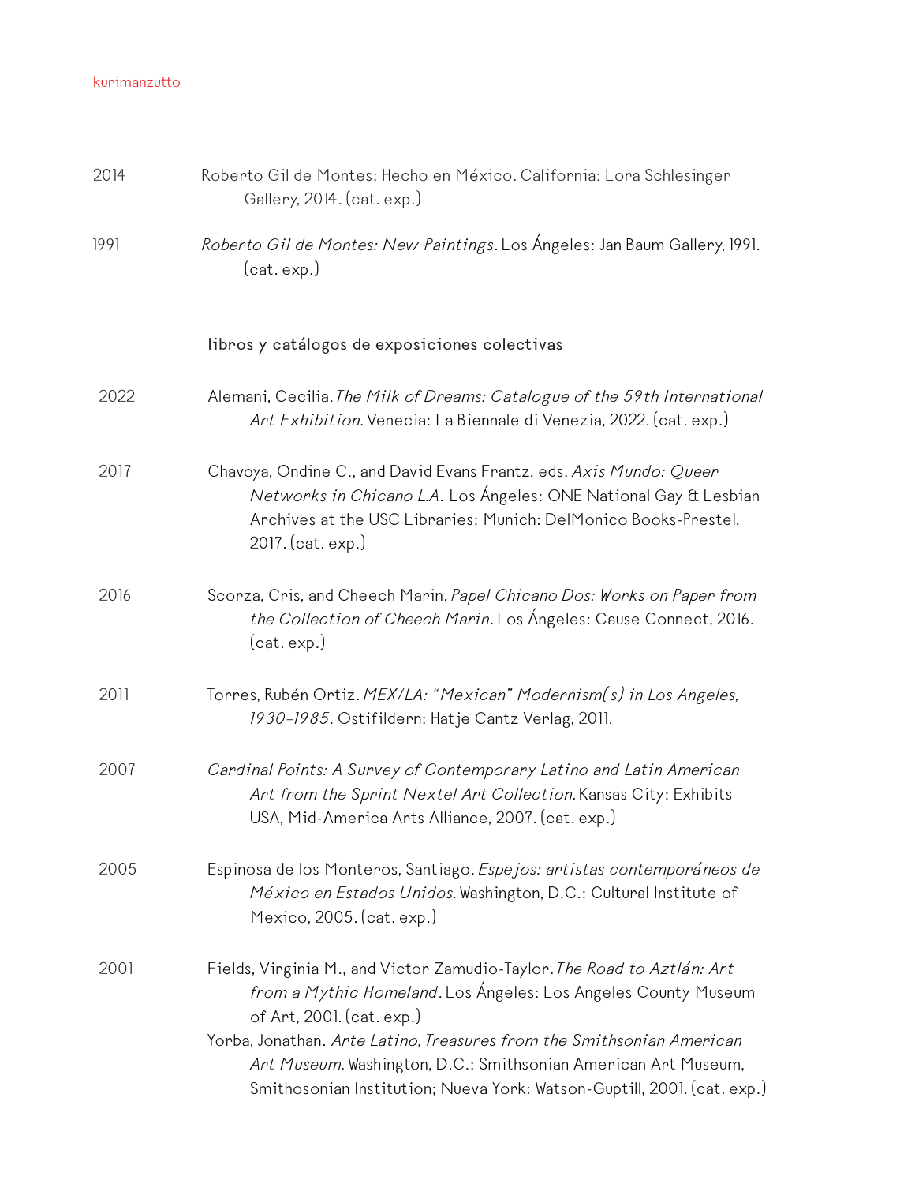2014 Roberto Gil de Montes: Hecho en México. California: Lora Schlesinger Gallery, 2014. (cat. exp.)

1991 *Roberto Gil de Montes: New Paintings*. Los Ángeles: Jan Baum Gallery, 1991. (cat. exp.)

## libros y catálogos de exposiciones colectivas

2022 Alemani, Cecilia. *The Milk of Dreams: Catalogue of the 59th International Art Exhibition.* Venecia: La Biennale di Venezia, 2022. (cat. exp.)

2017 Chavoya, Ondine C., and David Evans Frantz, eds. *Axis Mundo: Queer Networks in Chicano L.A.* Los Ángeles: ONE National Gay & Lesbian Archives at the USC Libraries; Munich: DelMonico Books-Prestel, 2017. (cat. exp.)

2016 Scorza, Cris, and Cheech Marin. *Papel Chicano Dos: Works on Paper from the Collection of Cheech Marin*. Los Ángeles: Cause Connect, 2016. (cat. exp.)

2011 Torres, Rubén Ortiz. *MEX/LA: "Mexican" Modernism(s) in Los Angeles, 1930-1985*. Ostifildern: Hatje Cantz Verlag, 2011.

2007 *Cardinal Points: A Survey of Contemporary Latino and Latin American Art from the Sprint Nextel Art Collection.* Kansas City: Exhibits USA, Mid-America Arts Alliance, 2007. (cat. exp.)

2005 Espinosa de los Monteros, Santiago. *Espejos: artistas contemporáneos de México en Estados Unidos.* Washington, D.C.: Cultural Institute of Mexico, 2005. (cat. exp.)

2001 Fields, Virginia M., and Victor Zamudio-Taylor. *The Road to Aztlán: Art from a Mythic Homeland*. Los Ángeles: Los Angeles County Museum of Art, 2001. (cat. exp.)
Yorba, Jonathan. *Arte Latino, Treasures from the Smithsonian American Art Museum.* Washington, D.C.: Smithsonian American Art Museum, Smithosonian Institution; Nueva York: Watson-Guptill, 2001. (cat. exp.)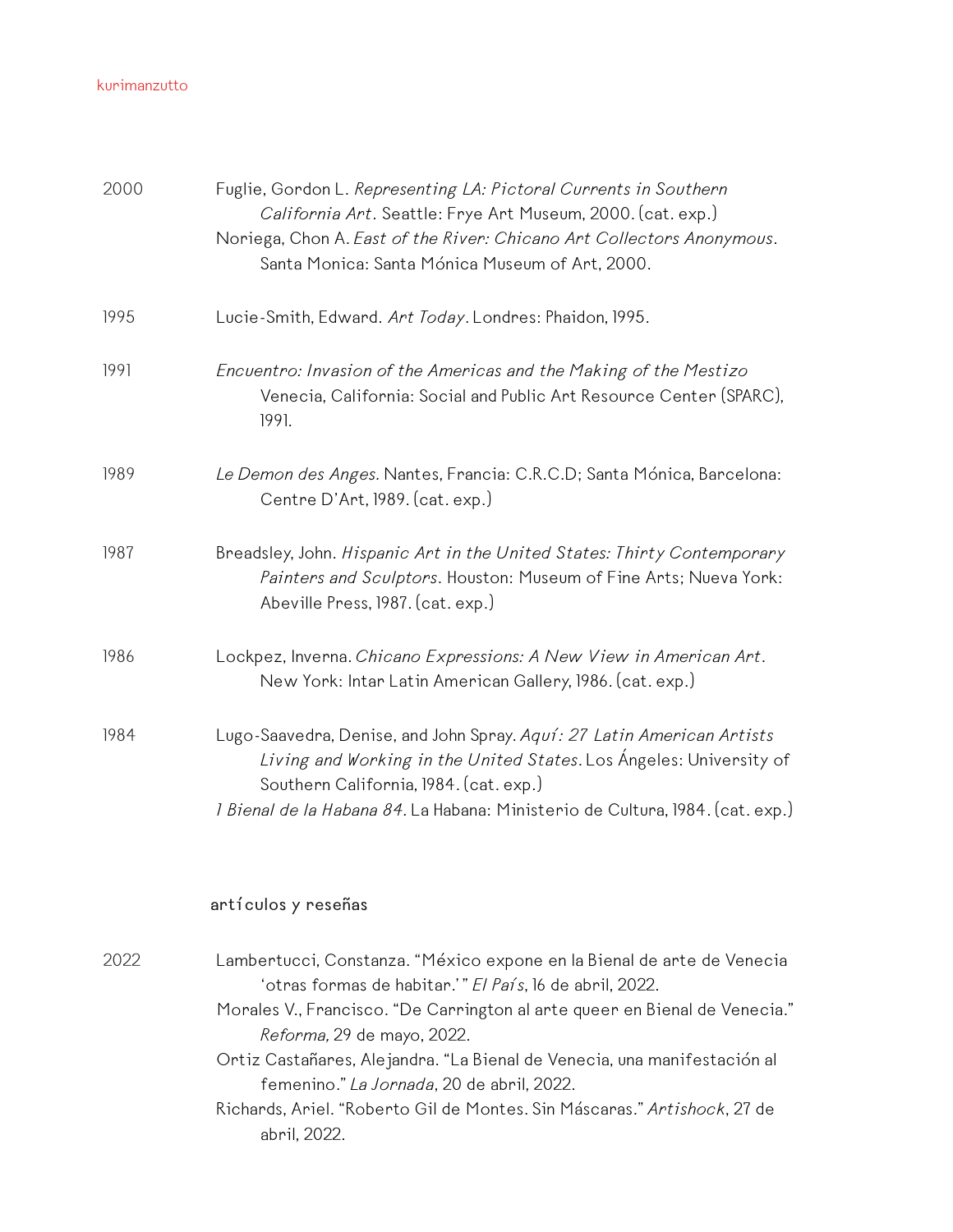2000 Fuglie, Gordon L. *Representing LA: Pictoral Currents in Southern California Art*. Seattle: Frye Art Museum, 2000. (cat. exp.)
Noriega, Chon A. *East of the River: Chicano Art Collectors Anonymous*. Santa Monica: Santa Mónica Museum of Art, 2000.

1995 Lucie-Smith, Edward. *Art Today*. Londres: Phaidon, 1995.

1991 *Encuentro: Invasion of the Americas and the Making of the Mestizo* Venecia, California: Social and Public Art Resource Center (SPARC), 1991.

1989 *Le Demon des Anges.* Nantes, Francia: C.R.C.D; Santa Mónica, Barcelona: Centre D'Art, 1989. (cat. exp.)

1987 Breadsley, John. *Hispanic Art in the United States: Thirty Contemporary Painters and Sculptors*. Houston: Museum of Fine Arts; Nueva York: Abeville Press, 1987. (cat. exp.)

1986 Lockpez, Inverna. *Chicano Expressions: A New View in American Art*. New York: Intar Latin American Gallery, 1986. (cat. exp.)

1984 Lugo-Saavedra, Denise, and John Spray. *Aquí: 27 Latin American Artists Living and Working in the United States*. Los Ángeles: University of Southern California, 1984. (cat. exp.)
*1 Bienal de la Habana 84.* La Habana: Ministerio de Cultura, 1984. (cat. exp.)

## artículos y reseñas

2022 Lambertucci, Constanza. "México expone en la Bienal de arte de Venecia 'otras formas de habitar.'" *El País*, 16 de abril, 2022.
Morales V., Francisco. "De Carrington al arte queer en Bienal de Venecia." *Reforma,* 29 de mayo, 2022.
Ortiz Castañares, Alejandra. "La Bienal de Venecia, una manifestación al femenino." *La Jornada*, 20 de abril, 2022.
Richards, Ariel. "Roberto Gil de Montes. Sin Máscaras." *Artishock*, 27 de abril, 2022.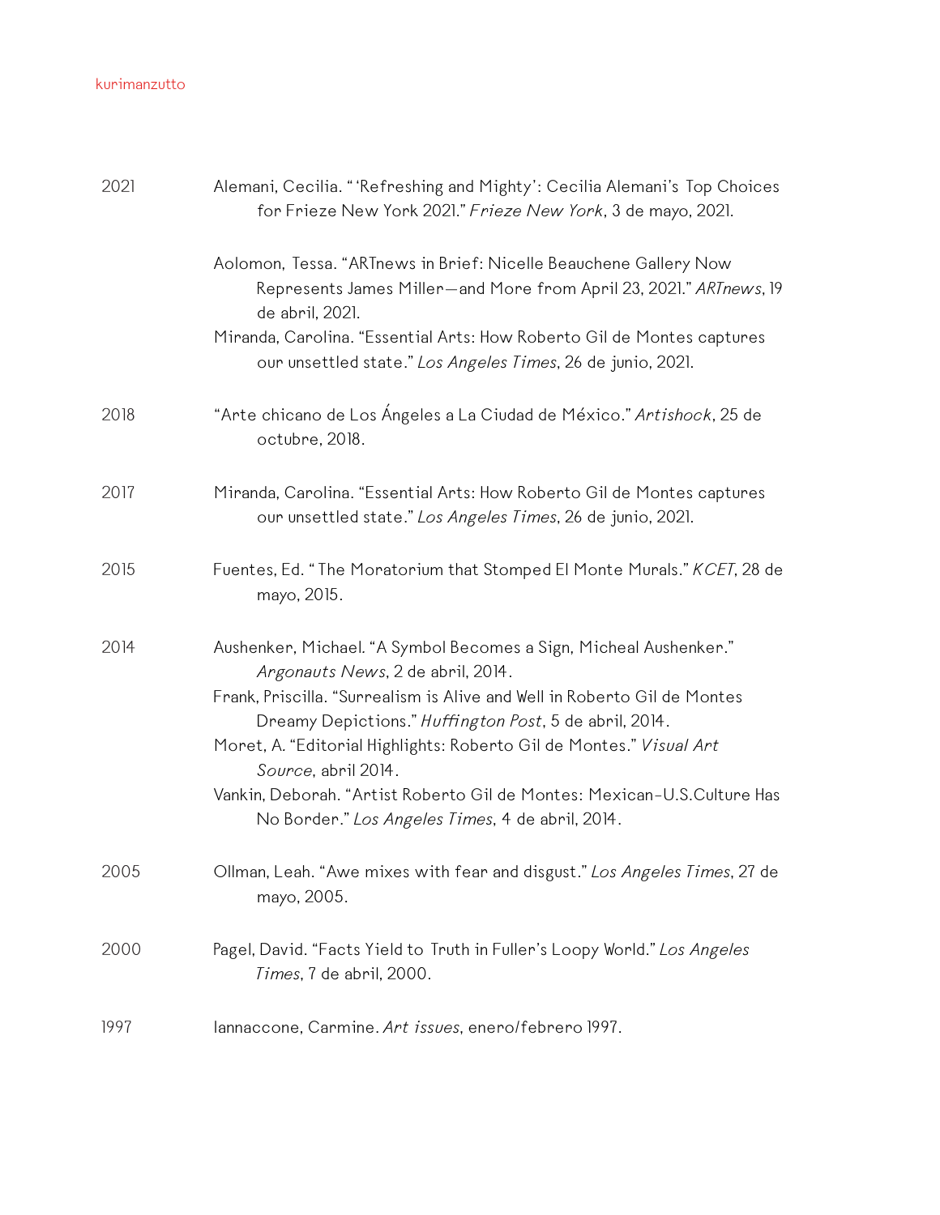2021

Alemani, Cecilia. " 'Refreshing and Mighty': Cecilia Alemani's Top Choices for Frieze New York 2021." *Frieze New York*, 3 de mayo, 2021.

Aolomon, Tessa. "ARTnews in Brief: Nicelle Beauchene Gallery Now Represents James Miller—and More from April 23, 2021." *ARTnews*, 19 de abril, 2021.

Miranda, Carolina. "Essential Arts: How Roberto Gil de Montes captures our unsettled state." *Los Angeles Times*, 26 de junio, 2021.

2018

"Arte chicano de Los Ángeles a La Ciudad de México." *Artishock*, 25 de octubre, 2018.

2017

Miranda, Carolina. "Essential Arts: How Roberto Gil de Montes captures our unsettled state." *Los Angeles Times*, 26 de junio, 2021.

2015

Fuentes, Ed. "The Moratorium that Stomped El Monte Murals." *KCET*, 28 de mayo, 2015.

2014

Aushenker, Michael. "A Symbol Becomes a Sign, Micheal Aushenker." *Argonauts News*, 2 de abril, 2014.

Frank, Priscilla. "Surrealism is Alive and Well in Roberto Gil de Montes Dreamy Depictions." *Huffington Post*, 5 de abril, 2014.

Moret, A. "Editorial Highlights: Roberto Gil de Montes." *Visual Art Source*, abril 2014.

Vankin, Deborah. "Artist Roberto Gil de Montes: Mexican-U.S.Culture Has No Border." *Los Angeles Times*, 4 de abril, 2014.

2005

Ollman, Leah. "Awe mixes with fear and disgust." *Los Angeles Times*, 27 de mayo, 2005.

2000

Pagel, David. "Facts Yield to Truth in Fuller's Loopy World." *Los Angeles Times*, 7 de abril, 2000.

1997

Iannaccone, Carmine. *Art issues*, enero/febrero 1997.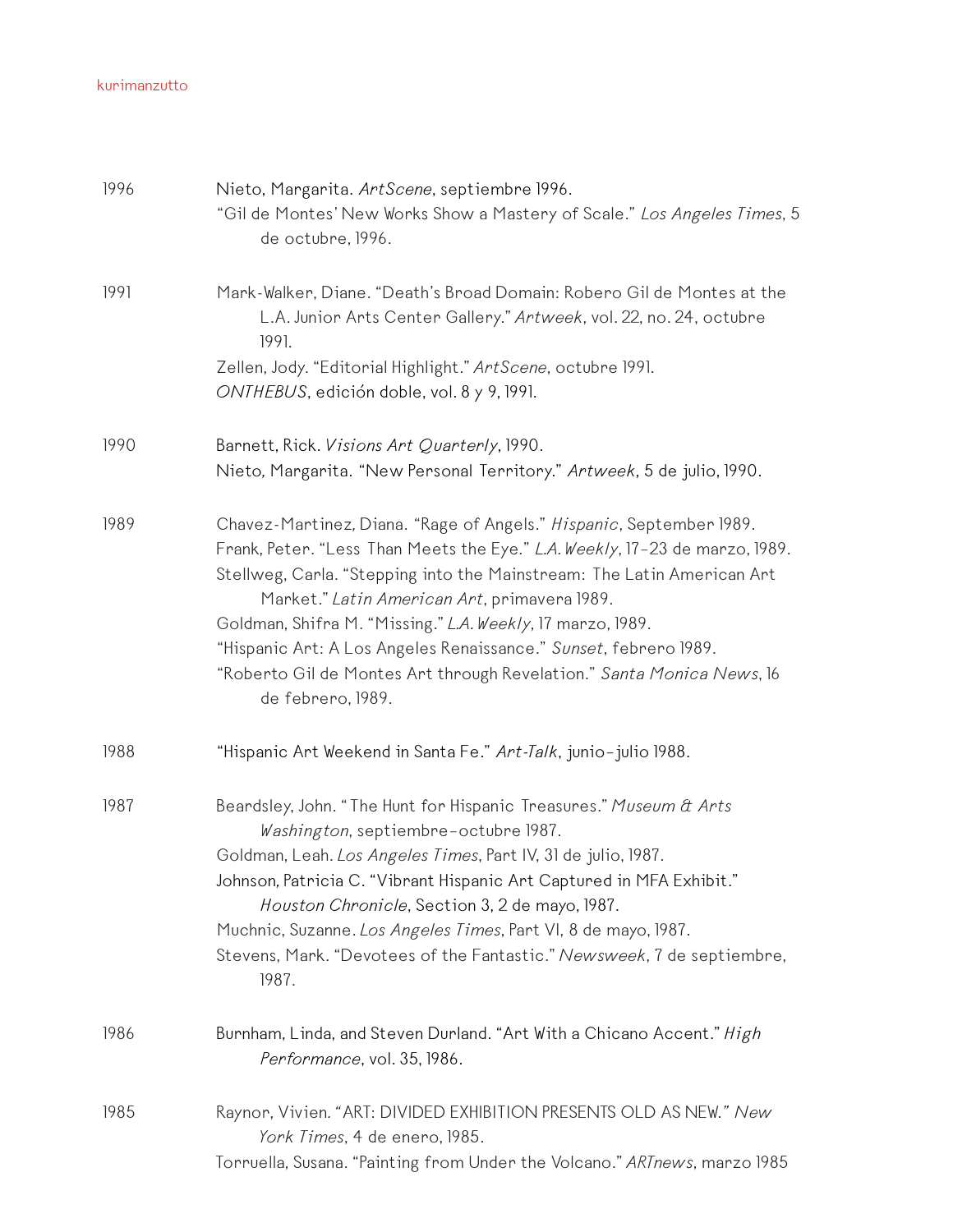1996

Nieto, Margarita. *ArtScene*, septiembre 1996.
"Gil de Montes' New Works Show a Mastery of Scale." *Los Angeles Times*, 5 de octubre, 1996.

1991

Mark-Walker, Diane. "Death's Broad Domain: Robero Gil de Montes at the L.A. Junior Arts Center Gallery." *Artweek*, vol. 22, no. 24, octubre 1991.
Zellen, Jody. "Editorial Highlight." *ArtScene*, octubre 1991.
*ONTHEBUS*, edición doble, vol. 8 y 9, 1991.

1990

Barnett, Rick. *Visions Art Quarterly*, 1990.
Nieto, Margarita. "New Personal Territory." *Artweek*, 5 de julio, 1990.

1989

Chavez-Martinez, Diana. "Rage of Angels." *Hispanic*, September 1989.
Frank, Peter. "Less Than Meets the Eye." *L.A. Weekly*, 17-23 de marzo, 1989.
Stellweg, Carla. "Stepping into the Mainstream: The Latin American Art Market." *Latin American Art*, primavera 1989.
Goldman, Shifra M. "Missing." *L.A. Weekly*, 17 marzo, 1989.
"Hispanic Art: A Los Angeles Renaissance." *Sunset*, febrero 1989.
"Roberto Gil de Montes Art through Revelation." *Santa Monica News*, 16 de febrero, 1989.

1988

"Hispanic Art Weekend in Santa Fe." *Art-Talk*, junio-julio 1988.

1987

Beardsley, John. "The Hunt for Hispanic Treasures." *Museum & Arts Washington*, septiembre-octubre 1987.
Goldman, Leah. *Los Angeles Times*, Part IV, 31 de julio, 1987.
Johnson, Patricia C. "Vibrant Hispanic Art Captured in MFA Exhibit." *Houston Chronicle*, Section 3, 2 de mayo, 1987.
Muchnic, Suzanne. *Los Angeles Times*, Part VI, 8 de mayo, 1987.
Stevens, Mark. "Devotees of the Fantastic." *Newsweek*, 7 de septiembre, 1987.

1986

Burnham, Linda, and Steven Durland. "Art With a Chicano Accent." *High Performance*, vol. 35, 1986.

1985

Raynor, Vivien. "ART: DIVIDED EXHIBITION PRESENTS OLD AS NEW." *New York Times*, 4 de enero, 1985.
Torruella, Susana. "Painting from Under the Volcano." *ARTnews*, marzo 1985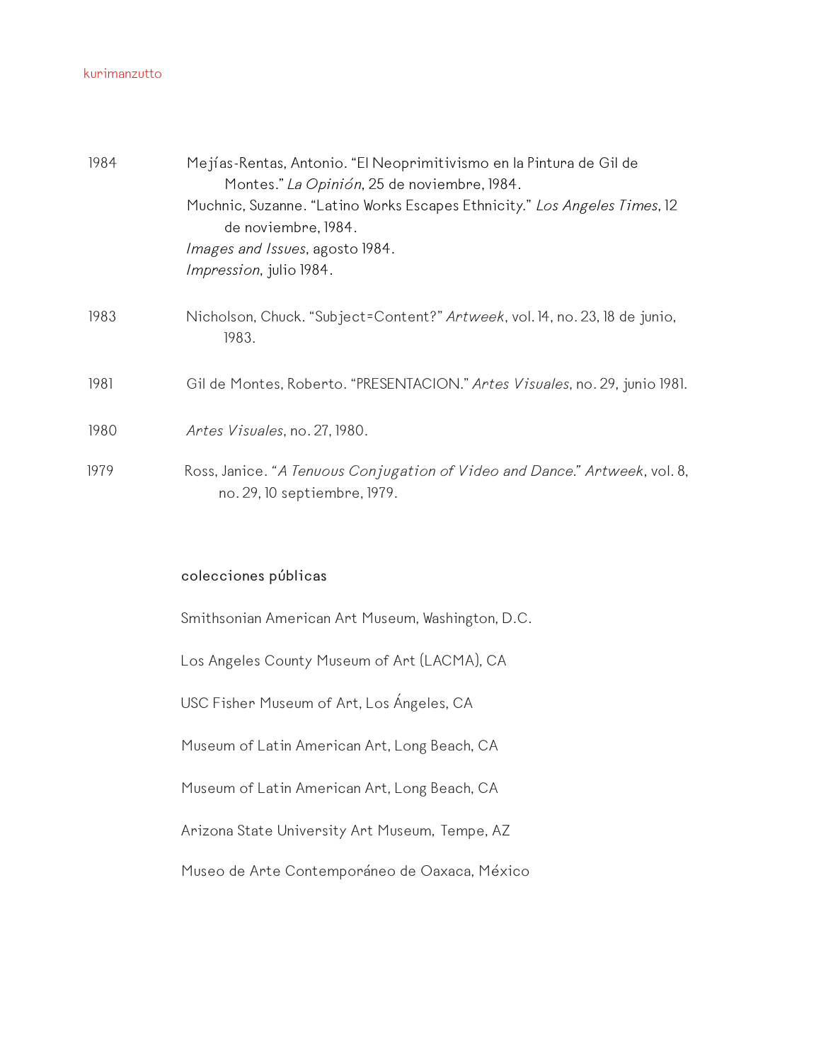1984 Mejías-Rentas, Antonio. "El Neoprimitivismo en la Pintura de Gil de Montes." *La Opinión*, 25 de noviembre, 1984.

Muchnic, Suzanne. "Latino Works Escapes Ethnicity." *Los Angeles Times*, 12 de noviembre, 1984.

*Images and Issues*, agosto 1984.

*Impression*, julio 1984.

1983 Nicholson, Chuck. "Subject=Content?" *Artweek*, vol. 14, no. 23, 18 de junio, 1983.

1981 Gil de Montes, Roberto. "PRESENTACION." *Artes Visuales*, no. 29, junio 1981.

1980 *Artes Visuales*, no. 27, 1980.

1979 Ross, Janice. "*A Tenuous Conjugation of Video and Dance*." *Artweek*, vol. 8, no. 29, 10 septiembre, 1979.

## colecciones públicas

Smithsonian American Art Museum, Washington, D.C.

Los Angeles County Museum of Art (LACMA), CA

USC Fisher Museum of Art, Los Ángeles, CA

Museum of Latin American Art, Long Beach, CA

Museum of Latin American Art, Long Beach, CA

Arizona State University Art Museum, Tempe, AZ

Museo de Arte Contemporáneo de Oaxaca, México